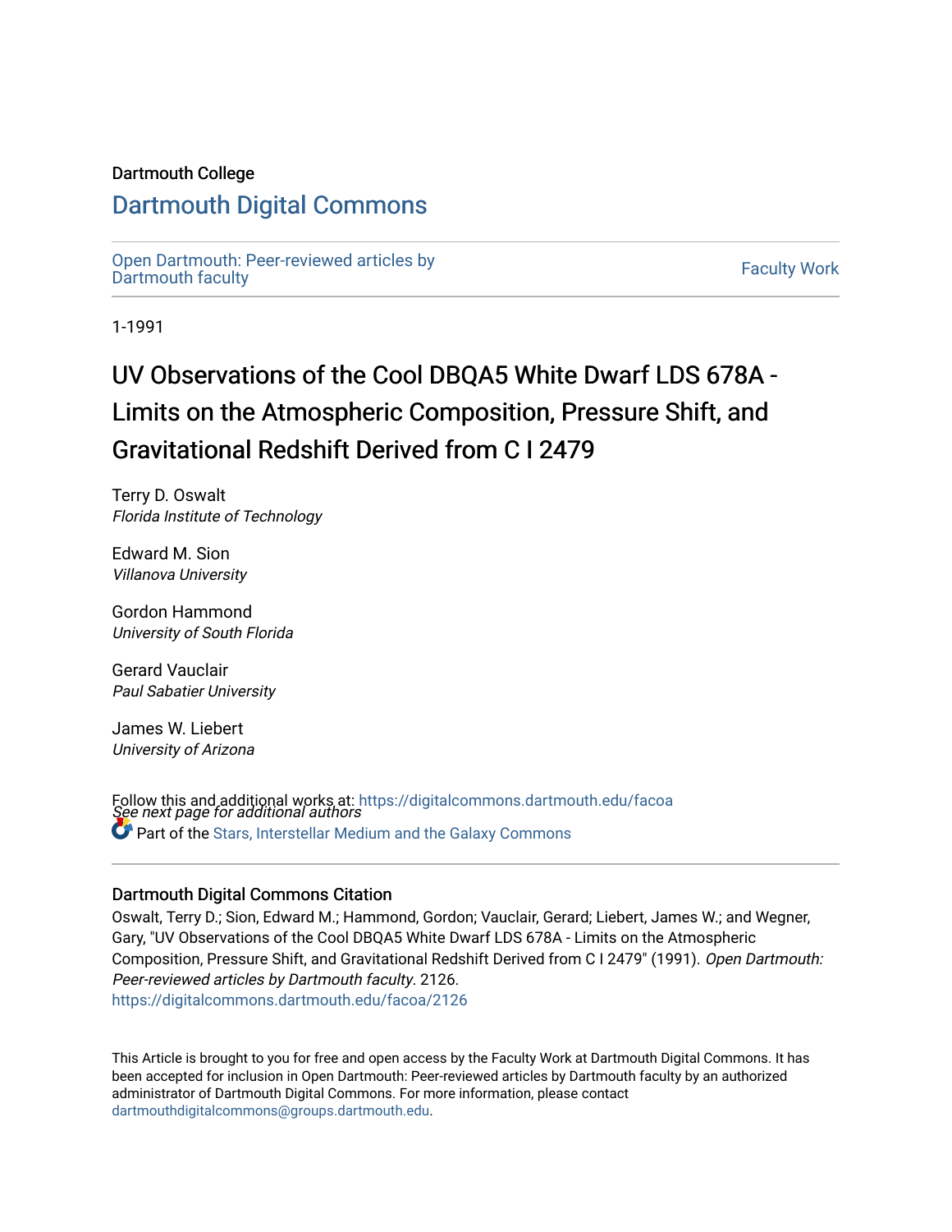Dartmouth College

# Dartmouth Digital Commons

Open Dartmouth: Peer-reviewed articles by Dartmouth faculty

Faculty Work

1-1991

# UV Observations of the Cool DBQA5 White Dwarf LDS 678A - Limits on the Atmospheric Composition, Pressure Shift, and Gravitational Redshift Derived from C I 2479

Terry D. Oswalt
*Florida Institute of Technology*

Edward M. Sion
*Villanova University*

Gordon Hammond
*University of South Florida*

Gerard Vauclair
*Paul Sabatier University*

James W. Liebert
*University of Arizona*

*See next page for additional authors*

Follow this and additional works at: https://digitalcommons.dartmouth.edu/facoa

Part of the Stars, Interstellar Medium and the Galaxy Commons

## Dartmouth Digital Commons Citation

Oswalt, Terry D.; Sion, Edward M.; Hammond, Gordon; Vauclair, Gerard; Liebert, James W.; and Wegner, Gary, "UV Observations of the Cool DBQA5 White Dwarf LDS 678A - Limits on the Atmospheric Composition, Pressure Shift, and Gravitational Redshift Derived from C I 2479" (1991). *Open Dartmouth: Peer-reviewed articles by Dartmouth faculty*. 2126.
https://digitalcommons.dartmouth.edu/facoa/2126

This Article is brought to you for free and open access by the Faculty Work at Dartmouth Digital Commons. It has been accepted for inclusion in Open Dartmouth: Peer-reviewed articles by Dartmouth faculty by an authorized administrator of Dartmouth Digital Commons. For more information, please contact dartmouthdigitalcommons@groups.dartmouth.edu.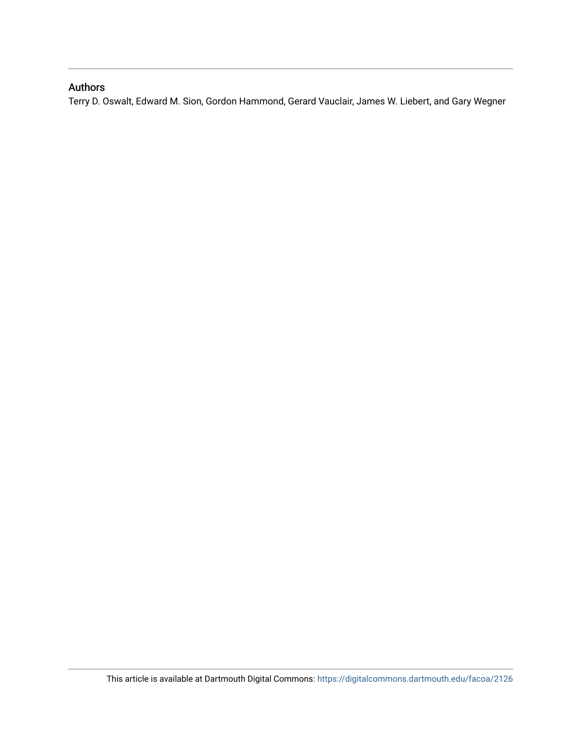### Authors

Terry D. Oswalt, Edward M. Sion, Gordon Hammond, Gerard Vauclair, James W. Liebert, and Gary Wegner

This article is available at Dartmouth Digital Commons: https://digitalcommons.dartmouth.edu/facoa/2126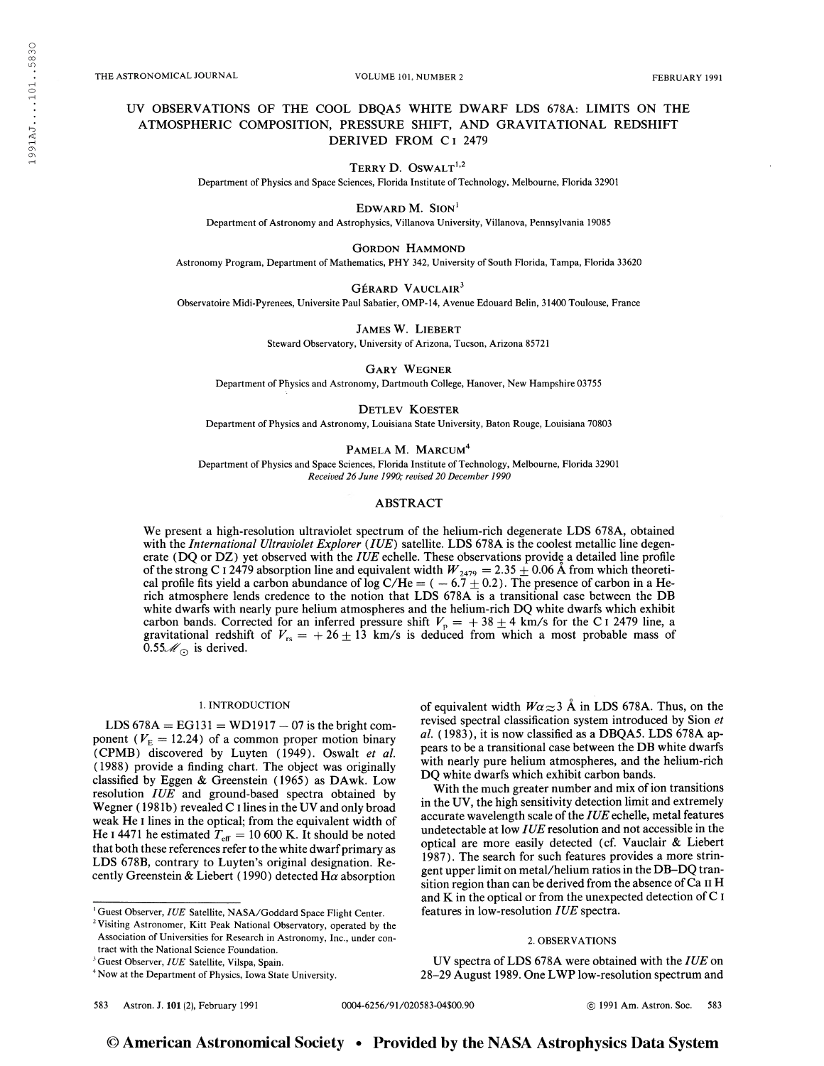# UV OBSERVATIONS OF THE COOL DBQA5 WHITE DWARF LDS 678A: LIMITS ON THE ATMOSPHERIC COMPOSITION, PRESSURE SHIFT, AND GRAVITATIONAL REDSHIFT DERIVED FROM C I 2479

Terry D. Oswalt[1,2]

Department of Physics and Space Sciences, Florida Institute of Technology, Melbourne, Florida 32901

Edward M. Sion[1]

Department of Astronomy and Astrophysics, Villanova University, Villanova, Pennsylvania 19085

Gordon Hammond

Astronomy Program, Department of Mathematics, PHY 342, University of South Florida, Tampa, Florida 33620

Gérard Vauclair[3]

Observatoire Midi-Pyrenees, Universite Paul Sabatier, OMP-14, Avenue Edouard Belin, 31400 Toulouse, France

James W. Liebert

Steward Observatory, University of Arizona, Tucson, Arizona 85721

Gary Wegner

Department of Physics and Astronomy, Dartmouth College, Hanover, New Hampshire 03755

Detlev Koester

Department of Physics and Astronomy, Louisiana State University, Baton Rouge, Louisiana 70803

Pamela M. Marcum[4]

Department of Physics and Space Sciences, Florida Institute of Technology, Melbourne, Florida 32901

*Received 26 June 1990; revised 20 December 1990*

## ABSTRACT

We present a high-resolution ultraviolet spectrum of the helium-rich degenerate LDS 678A, obtained with the *International Ultraviolet Explorer* (*IUE*) satellite. LDS 678A is the coolest metallic line degenerate (DQ or DZ) yet observed with the *IUE* echelle. These observations provide a detailed line profile of the strong C I 2479 absorption line and equivalent width $W_{2479} = 2.35 \pm 0.06$ Å from which theoretical profile fits yield a carbon abundance of log C/He = ($-6.7 \pm 0.2$). The presence of carbon in a He-rich atmosphere lends credence to the notion that LDS 678A is a transitional case between the DB white dwarfs with nearly pure helium atmospheres and the helium-rich DQ white dwarfs which exhibit carbon bands. Corrected for an inferred pressure shift $V_p = +38 \pm 4$ km/s for the C I 2479 line, a gravitational redshift of $V_{rs} = +26 \pm 13$ km/s is deduced from which a most probable mass of $0.55 \mathscr{M}_\odot$ is derived.

## 1. INTRODUCTION

LDS 678A = EG131 = WD1917 − 07 is the bright component ($V_E = 12.24$) of a common proper motion binary (CPMB) discovered by Luyten (1949). Oswalt *et al.* (1988) provide a finding chart. The object was originally classified by Eggen & Greenstein (1965) as DAwk. Low resolution *IUE* and ground-based spectra obtained by Wegner (1981b) revealed C I lines in the UV and only broad weak He I lines in the optical; from the equivalent width of He I 4471 he estimated $T_{\rm eff} = 10\,600$ K. It should be noted that both these references refer to the white dwarf primary as LDS 678B, contrary to Luyten's original designation. Recently Greenstein & Liebert (1990) detected H$\alpha$ absorption of equivalent width $W\alpha \approx 3$ Å in LDS 678A. Thus, on the revised spectral classification system introduced by Sion *et al.* (1983), it is now classified as a DBQA5. LDS 678A appears to be a transitional case between the DB white dwarfs with nearly pure helium atmospheres, and the helium-rich DQ white dwarfs which exhibit carbon bands.

With the much greater number and mix of ion transitions in the UV, the high sensitivity detection limit and extremely accurate wavelength scale of the *IUE* echelle, metal features undetectable at low *IUE* resolution and not accessible in the optical are more easily detected (cf. Vauclair & Liebert 1987). The search for such features provides a more stringent upper limit on metal/helium ratios in the DB–DQ transition region than can be derived from the absence of Ca II H and K in the optical or from the unexpected detection of C I features in low-resolution *IUE* spectra.

## 2. OBSERVATIONS

UV spectra of LDS 678A were obtained with the *IUE* on 28–29 August 1989. One LWP low-resolution spectrum and

---

[1] Guest Observer, *IUE* Satellite, NASA/Goddard Space Flight Center.

[2] Visiting Astronomer, Kitt Peak National Observatory, operated by the Association of Universities for Research in Astronomy, Inc., under contract with the National Science Foundation.

[3] Guest Observer, *IUE* Satellite, Vilspa, Spain.

[4] Now at the Department of Physics, Iowa State University.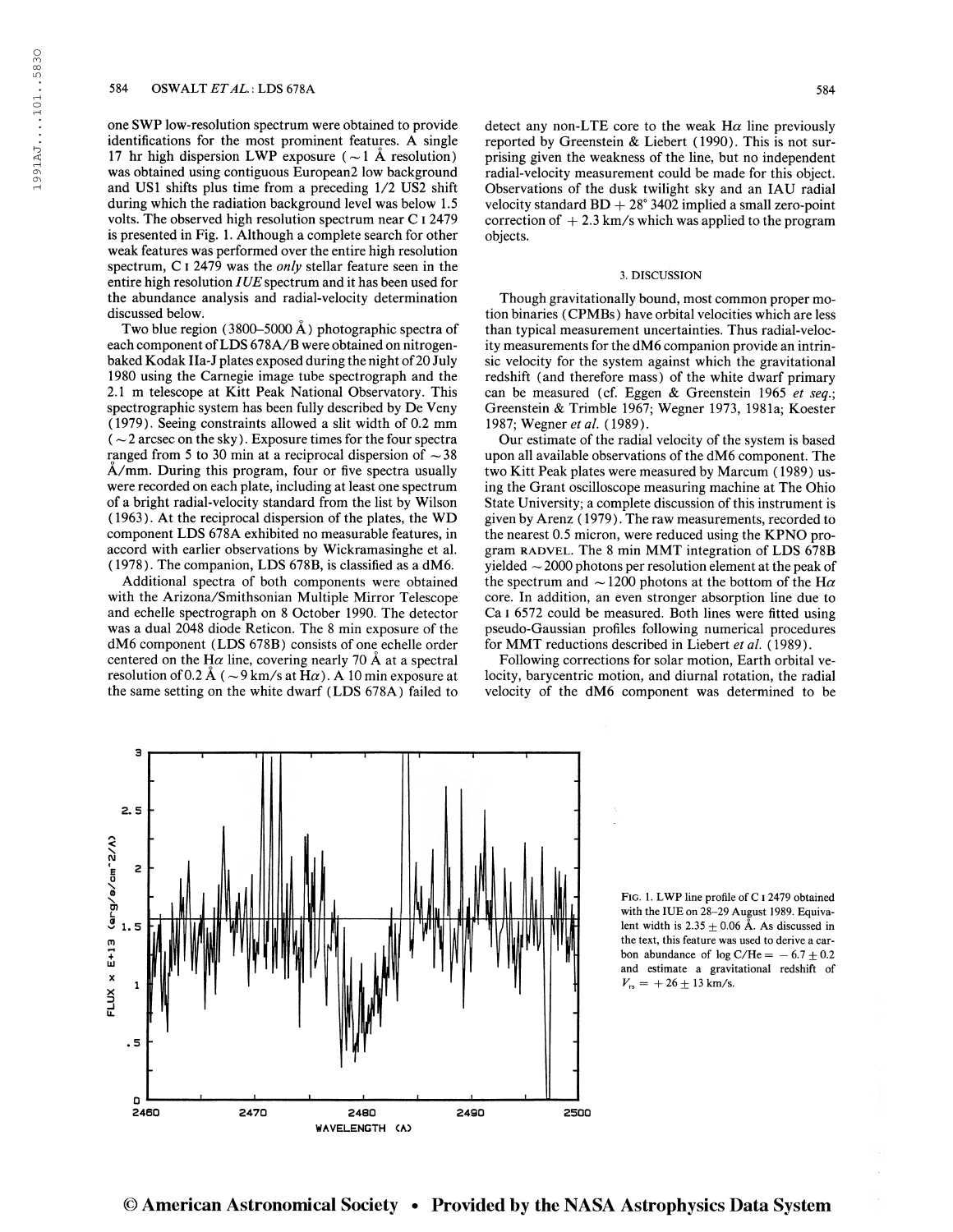one SWP low-resolution spectrum were obtained to provide identifications for the most prominent features. A single 17 hr high dispersion LWP exposure ($\sim 1$ Å resolution) was obtained using contiguous European2 low background and US1 shifts plus time from a preceding 1/2 US2 shift during which the radiation background level was below 1.5 volts. The observed high resolution spectrum near C I 2479 is presented in Fig. 1. Although a complete search for other weak features was performed over the entire high resolution spectrum, C I 2479 was the *only* stellar feature seen in the entire high resolution *IUE* spectrum and it has been used for the abundance analysis and radial-velocity determination discussed below.

Two blue region (3800–5000 Å) photographic spectra of each component of LDS 678A/B were obtained on nitrogen-baked Kodak IIa-J plates exposed during the night of 20 July 1980 using the Carnegie image tube spectrograph and the 2.1 m telescope at Kitt Peak National Observatory. This spectrographic system has been fully described by De Veny (1979). Seeing constraints allowed a slit width of 0.2 mm ($\sim 2$ arcsec on the sky). Exposure times for the four spectra ranged from 5 to 30 min at a reciprocal dispersion of $\sim 38$ Å/mm. During this program, four or five spectra usually were recorded on each plate, including at least one spectrum of a bright radial-velocity standard from the list by Wilson (1963). At the reciprocal dispersion of the plates, the WD component LDS 678A exhibited no measurable features, in accord with earlier observations by Wickramasinghe et al. (1978). The companion, LDS 678B, is classified as a dM6.

Additional spectra of both components were obtained with the Arizona/Smithsonian Multiple Mirror Telescope and echelle spectrograph on 8 October 1990. The detector was a dual 2048 diode Reticon. The 8 min exposure of the dM6 component (LDS 678B) consists of one echelle order centered on the H$\alpha$ line, covering nearly 70 Å at a spectral resolution of 0.2 Å ($\sim 9$ km/s at H$\alpha$). A 10 min exposure at the same setting on the white dwarf (LDS 678A) failed to detect any non-LTE core to the weak H$\alpha$ line previously reported by Greenstein & Liebert (1990). This is not surprising given the weakness of the line, but no independent radial-velocity measurement could be made for this object. Observations of the dusk twilight sky and an IAU radial velocity standard BD + 28° 3402 implied a small zero-point correction of + 2.3 km/s which was applied to the program objects.

### 3. DISCUSSION

Though gravitationally bound, most common proper motion binaries (CPMBs) have orbital velocities which are less than typical measurement uncertainties. Thus radial-velocity measurements for the dM6 companion provide an intrinsic velocity for the system against which the gravitational redshift (and therefore mass) of the white dwarf primary can be measured (cf. Eggen & Greenstein 1965 *et seq.*; Greenstein & Trimble 1967; Wegner 1973, 1981a; Koester 1987; Wegner *et al.* (1989).

Our estimate of the radial velocity of the system is based upon all available observations of the dM6 component. The two Kitt Peak plates were measured by Marcum (1989) using the Grant oscilloscope measuring machine at The Ohio State University; a complete discussion of this instrument is given by Arenz (1979). The raw measurements, recorded to the nearest 0.5 micron, were reduced using the KPNO program RADVEL. The 8 min MMT integration of LDS 678B yielded $\sim 2000$ photons per resolution element at the peak of the spectrum and $\sim 1200$ photons at the bottom of the H$\alpha$ core. In addition, an even stronger absorption line due to Ca I 6572 could be measured. Both lines were fitted using pseudo-Gaussian profiles following numerical procedures for MMT reductions described in Liebert *et al.* (1989).

Following corrections for solar motion, Earth orbital velocity, barycentric motion, and diurnal rotation, the radial velocity of the dM6 component was determined to be

FIG. 1. LWP line profile of C I 2479 obtained with the IUE on 28–29 August 1989. Equivalent width is $2.35 \pm 0.06$ Å. As discussed in the text, this feature was used to derive a carbon abundance of $\log C/He = -6.7 \pm 0.2$ and estimate a gravitational redshift of $V_{rs} = +26 \pm 13$ km/s.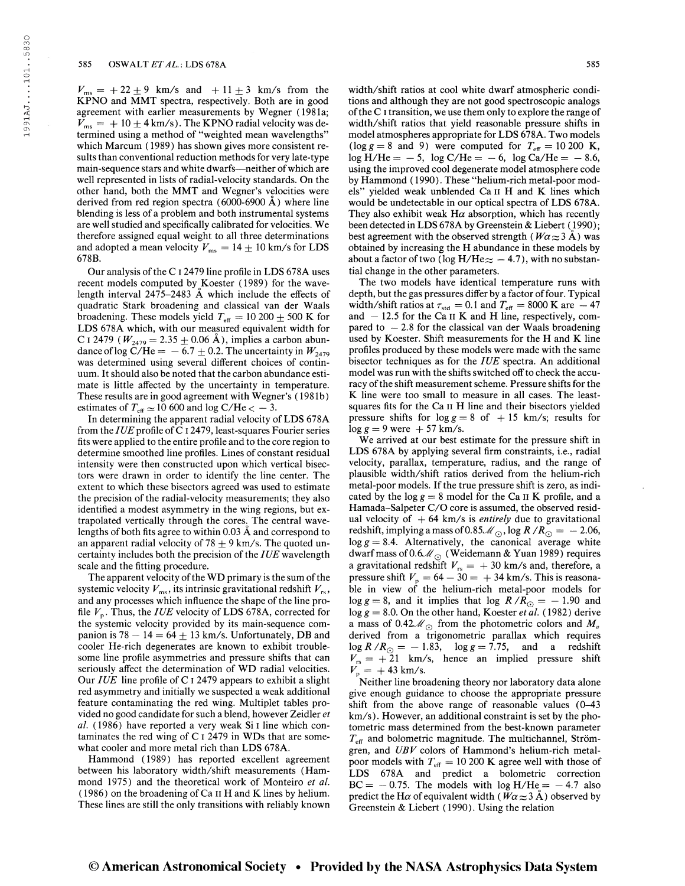$V_{ms} = +22 \pm 9$ km/s and $+11 \pm 3$ km/s from the KPNO and MMT spectra, respectively. Both are in good agreement with earlier measurements by Wegner (1981a; $V_{ms} = +10 \pm 4$ km/s). The KPNO radial velocity was determined using a method of "weighted mean wavelengths" which Marcum (1989) has shown gives more consistent results than conventional reduction methods for very late-type main-sequence stars and white dwarfs—neither of which are well represented in lists of radial-velocity standards. On the other hand, both the MMT and Wegner's velocities were derived from red region spectra (6000-6900 Å) where line blending is less of a problem and both instrumental systems are well studied and specifically calibrated for velocities. We therefore assigned equal weight to all three determinations and adopted a mean velocity $V_{ms} = 14 \pm 10$ km/s for LDS 678B.

Our analysis of the C I 2479 line profile in LDS 678A uses recent models computed by Koester (1989) for the wavelength interval 2475–2483 Å which include the effects of quadratic Stark broadening and classical van der Waals broadening. These models yield $T_{eff} = 10\,200 \pm 500$ K for LDS 678A which, with our measured equivalent width for C I 2479 ($W_{2479} = 2.35 \pm 0.06$ Å), implies a carbon abundance of $\log \mathrm{C/He} = -6.7 \pm 0.2$. The uncertainty in $W_{2479}$ was determined using several different choices of continuum. It should also be noted that the carbon abundance estimate is little affected by the uncertainty in temperature. These results are in good agreement with Wegner's (1981b) estimates of $T_{eff} \approx 10\,600$ and $\log \mathrm{C/He} < -3$.

In determining the apparent radial velocity of LDS 678A from the *IUE* profile of C I 2479, least-squares Fourier series fits were applied to the entire profile and to the core region to determine smoothed line profiles. Lines of constant residual intensity were then constructed upon which vertical bisectors were drawn in order to identify the line center. The extent to which these bisectors agreed was used to estimate the precision of the radial-velocity measurements; they also identified a modest asymmetry in the wing regions, but extrapolated vertically through the cores. The central wavelengths of both fits agree to within 0.03 Å and correspond to an apparent radial velocity of $78 \pm 9$ km/s. The quoted uncertainty includes both the precision of the *IUE* wavelength scale and the fitting procedure.

The apparent velocity of the WD primary is the sum of the systemic velocity $V_{ms}$, its intrinsic gravitational redshift $V_{rs}$, and any processes which influence the shape of the line profile $V_p$. Thus, the *IUE* velocity of LDS 678A, corrected for the systemic velocity provided by its main-sequence companion is $78 - 14 = 64 \pm 13$ km/s. Unfortunately, DB and cooler He-rich degenerates are known to exhibit troublesome line profile asymmetries and pressure shifts that can seriously affect the determination of WD radial velocities. Our *IUE* line profile of C I 2479 appears to exhibit a slight red asymmetry and initially we suspected a weak additional feature contaminating the red wing. Multiplet tables provided no good candidate for such a blend, however Zeidler *et al.* (1986) have reported a very weak Si I line which contaminates the red wing of C I 2479 in WDs that are somewhat cooler and more metal rich than LDS 678A.

Hammond (1989) has reported excellent agreement between his laboratory width/shift measurements (Hammond 1975) and the theoretical work of Monteiro *et al.* (1986) on the broadening of Ca II H and K lines by helium. These lines are still the only transitions with reliably known width/shift ratios at cool white dwarf atmospheric conditions and although they are not good spectroscopic analogs of the C I transition, we use them only to explore the range of width/shift ratios that yield reasonable pressure shifts in model atmospheres appropriate for LDS 678A. Two models ($\log g = 8$ and 9) were computed for $T_{eff} = 10\,200$ K, $\log \mathrm{H/He} = -5$, $\log \mathrm{C/He} = -6$, $\log \mathrm{Ca/He} = -8.6$, using the improved cool degenerate model atmosphere code by Hammond (1990). These "helium-rich metal-poor models" yielded weak unblended Ca II H and K lines which would be undetectable in our optical spectra of LDS 678A. They also exhibit weak H$\alpha$ absorption, which has recently been detected in LDS 678A by Greenstein & Liebert (1990); best agreement with the observed strength ($W\alpha \approx 3$ Å) was obtained by increasing the H abundance in these models by about a factor of two ($\log \mathrm{H/He} \approx -4.7$), with no substantial change in the other parameters.

The two models have identical temperature runs with depth, but the gas pressures differ by a factor of four. Typical width/shift ratios at $\tau_{std} = 0.1$ and $T_{eff} = 8000$ K are $-47$ and $-12.5$ for the Ca II K and H line, respectively, compared to $-2.8$ for the classical van der Waals broadening used by Koester. Shift measurements for the H and K line profiles produced by these models were made with the same bisector techniques as for the *IUE* spectra. An additional model was run with the shifts switched off to check the accuracy of the shift measurement scheme. Pressure shifts for the K line were too small to measure in all cases. The least-squares fits for the Ca II H line and their bisectors yielded pressure shifts for $\log g = 8$ of $+15$ km/s; results for $\log g = 9$ were $+57$ km/s.

We arrived at our best estimate for the pressure shift in LDS 678A by applying several firm constraints, i.e., radial velocity, parallax, temperature, radius, and the range of plausible width/shift ratios derived from the helium-rich metal-poor models. If the true pressure shift is zero, as indicated by the $\log g = 8$ model for the Ca II K profile, and a Hamada–Salpeter C/O core is assumed, the observed residual velocity of $+64$ km/s is *entirely* due to gravitational redshift, implying a mass of $0.85\mathscr{M}_{\odot}$, $\log R/R_{\odot} = -2.06$, $\log g = 8.4$. Alternatively, the canonical average white dwarf mass of $0.6\mathscr{M}_{\odot}$ (Weidemann & Yuan 1989) requires a gravitational redshift $V_{rs} = +30$ km/s and, therefore, a pressure shift $V_p = 64 - 30 = +34$ km/s. This is reasonable in view of the helium-rich metal-poor models for $\log g = 8$, and it implies that $\log R/R_{\odot} = -1.90$ and $\log g = 8.0$. On the other hand, Koester *et al.* (1982) derive a mass of $0.42\mathscr{M}_{\odot}$ from the photometric colors and $M_v$ derived from a trigonometric parallax which requires $\log R/R_{\odot} = -1.83$, $\log g = 7.75$, and a redshift $V_{rs} = +21$ km/s, hence an implied pressure shift $V_p = +43$ km/s.

Neither line broadening theory nor laboratory data alone give enough guidance to choose the appropriate pressure shift from the above range of reasonable values (0–43 km/s). However, an additional constraint is set by the photometric mass determined from the best-known parameter $T_{eff}$ and bolometric magnitude. The multichannel, Strömgren, and *UBV* colors of Hammond's helium-rich metal-poor models with $T_{eff} = 10\,200$ K agree well with those of LDS 678A and predict a bolometric correction $\mathrm{BC} = -0.75$. The models with $\log \mathrm{H/He} = -4.7$ also predict the H$\alpha$ of equivalent width ($W\alpha \approx 3$ Å) observed by Greenstein & Liebert (1990). Using the relation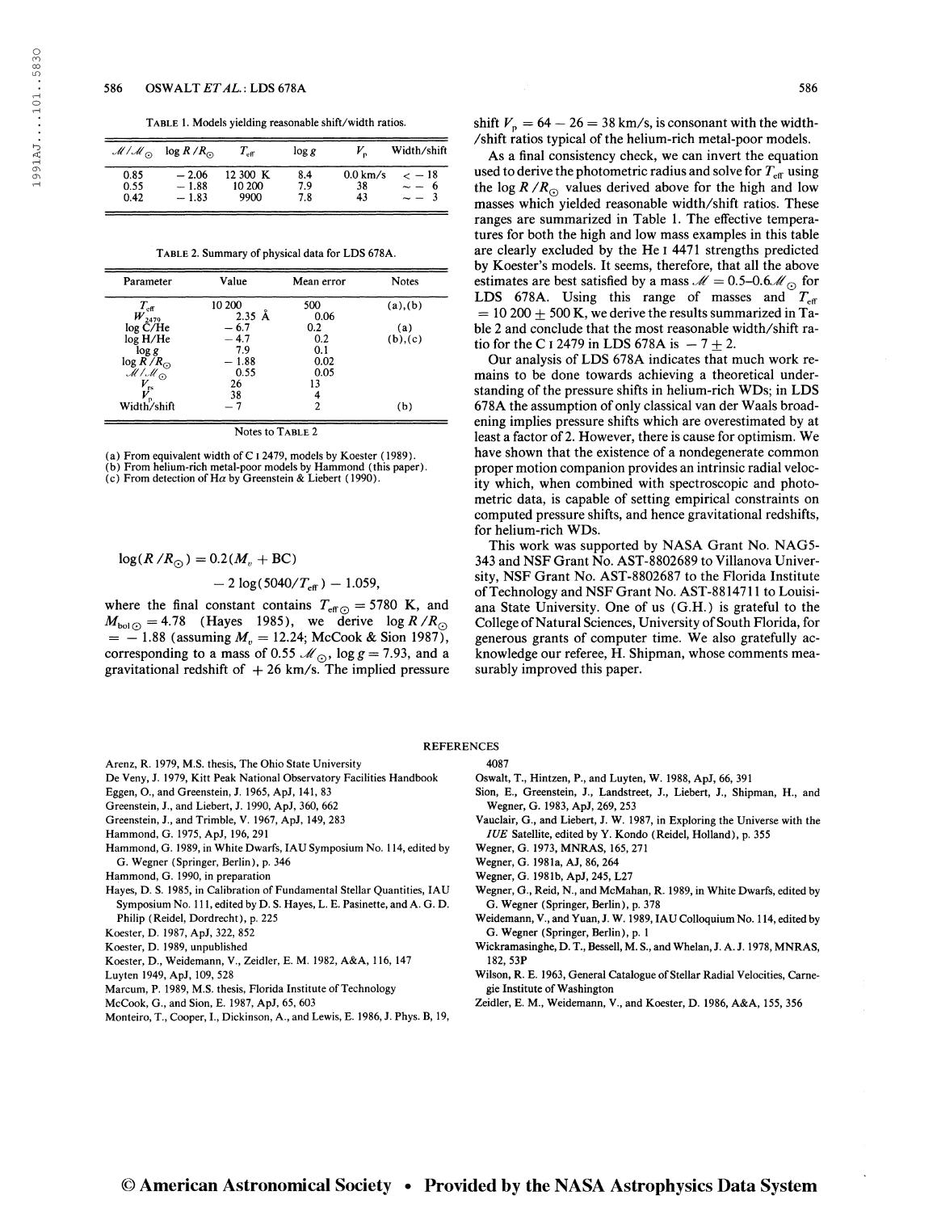TABLE 1. Models yielding reasonable shift/width ratios.

| $\mathscr{M}/\mathscr{M}_\odot$ | $\log R/R_\odot$ | $T_{\rm eff}$ | $\log g$ | $V_{\rm p}$ | Width/shift |
|---|---|---|---|---|---|
| 0.85 | −2.06 | 12 300 K | 8.4 | 0.0 km/s | < −18 |
| 0.55 | −1.88 | 10 200 | 7.9 | 38 | ∼ −6 |
| 0.42 | −1.83 | 9900 | 7.8 | 43 | ∼ −3 |

TABLE 2. Summary of physical data for LDS 678A.

| Parameter | Value | Mean error | Notes |
|---|---|---|---|
| $T_{\rm eff}$ | 10 200 | 500 | (a),(b) |
| $W_{2479}$ | 2.35 Å | 0.06 | |
| log C/He | −6.7 | 0.2 | (a) |
| log H/He | −4.7 | 0.2 | (b),(c) |
| log g | 7.9 | 0.1 | |
| $\log R/R_\odot$ | −1.88 | 0.02 | |
| $\mathscr{M}/\mathscr{M}_\odot$ | 0.55 | 0.05 | |
| $V_{\rm rs}$ | 26 | 13 | |
| $V_{\rm p}$ | 38 | 4 | |
| Width/shift | −7 | 2 | (b) |

Notes to TABLE 2

(a) From equivalent width of C I 2479, models by Koester (1989).
(b) From helium-rich metal-poor models by Hammond (this paper).
(c) From detection of Hα by Greenstein & Liebert (1990).

$$\log(R/R_\odot) = 0.2(M_v + {\rm BC}) - 2\log(5040/T_{\rm eff}) - 1.059,$$

where the final constant contains $T_{\rm eff\odot} = 5780$ K, and $M_{\rm bol\odot} = 4.78$ (Hayes 1985), we derive $\log R/R_\odot = -1.88$ (assuming $M_v = 12.24$; McCook & Sion 1987), corresponding to a mass of 0.55 $\mathscr{M}_\odot$, $\log g = 7.93$, and a gravitational redshift of +26 km/s. The implied pressure shift $V_{\rm p} = 64 - 26 = 38$ km/s, is consonant with the width-/shift ratios typical of the helium-rich metal-poor models.

As a final consistency check, we can invert the equation used to derive the photometric radius and solve for $T_{\rm eff}$ using the $\log R/R_\odot$ values derived above for the high and low masses which yielded reasonable width/shift ratios. These ranges are summarized in Table 1. The effective temperatures for both the high and low mass examples in this table are clearly excluded by the He I 4471 strengths predicted by Koester's models. It seems, therefore, that all the above estimates are best satisfied by a mass $\mathscr{M} = 0.5$–$0.6\mathscr{M}_\odot$ for LDS 678A. Using this range of masses and $T_{\rm eff} = 10\,200 \pm 500$ K, we derive the results summarized in Table 2 and conclude that the most reasonable width/shift ratio for the C I 2479 in LDS 678A is $-7 \pm 2$.

Our analysis of LDS 678A indicates that much work remains to be done towards achieving a theoretical understanding of the pressure shifts in helium-rich WDs; in LDS 678A the assumption of only classical van der Waals broadening implies pressure shifts which are overestimated by at least a factor of 2. However, there is cause for optimism. We have shown that the existence of a nondegenerate common proper motion companion provides an intrinsic radial velocity which, when combined with spectroscopic and photometric data, is capable of setting empirical constraints on computed pressure shifts, and hence gravitational redshifts, for helium-rich WDs.

This work was supported by NASA Grant No. NAG5-343 and NSF Grant No. AST-8802689 to Villanova University, NSF Grant No. AST-8802687 to the Florida Institute of Technology and NSF Grant No. AST-8814711 to Louisiana State University. One of us (G.H.) is grateful to the College of Natural Sciences, University of South Florida, for generous grants of computer time. We also gratefully acknowledge our referee, H. Shipman, whose comments measurably improved this paper.

## REFERENCES

Arenz, R. 1979, M.S. thesis, The Ohio State University
De Veny, J. 1979, Kitt Peak National Observatory Facilities Handbook
Eggen, O., and Greenstein, J. 1965, ApJ, 141, 83
Greenstein, J., and Liebert, J. 1990, ApJ, 360, 662
Greenstein, J., and Trimble, V. 1967, ApJ, 149, 283
Hammond, G. 1975, ApJ, 196, 291
Hammond, G. 1989, in White Dwarfs, IAU Symposium No. 114, edited by G. Wegner (Springer, Berlin), p. 346
Hammond, G. 1990, in preparation
Hayes, D. S. 1985, in Calibration of Fundamental Stellar Quantities, IAU Symposium No. 111, edited by D. S. Hayes, L. E. Pasinette, and A. G. D. Philip (Reidel, Dordrecht), p. 225
Koester, D. 1987, ApJ, 322, 852
Koester, D. 1989, unpublished
Koester, D., Weidemann, V., Zeidler, E. M. 1982, A&A, 116, 147
Luyten 1949, ApJ, 109, 528
Marcum, P. 1989, M.S. thesis, Florida Institute of Technology
McCook, G., and Sion, E. 1987, ApJ, 65, 603
Monteiro, T., Cooper, I., Dickinson, A., and Lewis, E. 1986, J. Phys. B, 19, 4087
Oswalt, T., Hintzen, P., and Luyten, W. 1988, ApJ, 66, 391
Sion, E., Greenstein, J., Landstreet, J., Liebert, J., Shipman, H., and Wegner, G. 1983, ApJ, 269, 253
Vauclair, G., and Liebert, J. W. 1987, in Exploring the Universe with the *IUE* Satellite, edited by Y. Kondo (Reidel, Holland), p. 355
Wegner, G. 1973, MNRAS, 165, 271
Wegner, G. 1981a, AJ, 86, 264
Wegner, G. 1981b, ApJ, 245, L27
Wegner, G., Reid, N., and McMahan, R. 1989, in White Dwarfs, edited by G. Wegner (Springer, Berlin), p. 378
Weidemann, V., and Yuan, J. W. 1989, IAU Colloquium No. 114, edited by G. Wegner (Springer, Berlin), p. 1
Wickramasinghe, D. T., Bessell, M. S., and Whelan, J. A. J. 1978, MNRAS, 182, 53P
Wilson, R. E. 1963, General Catalogue of Stellar Radial Velocities, Carnegie Institute of Washington
Zeidler, E. M., Weidemann, V., and Koester, D. 1986, A&A, 155, 356